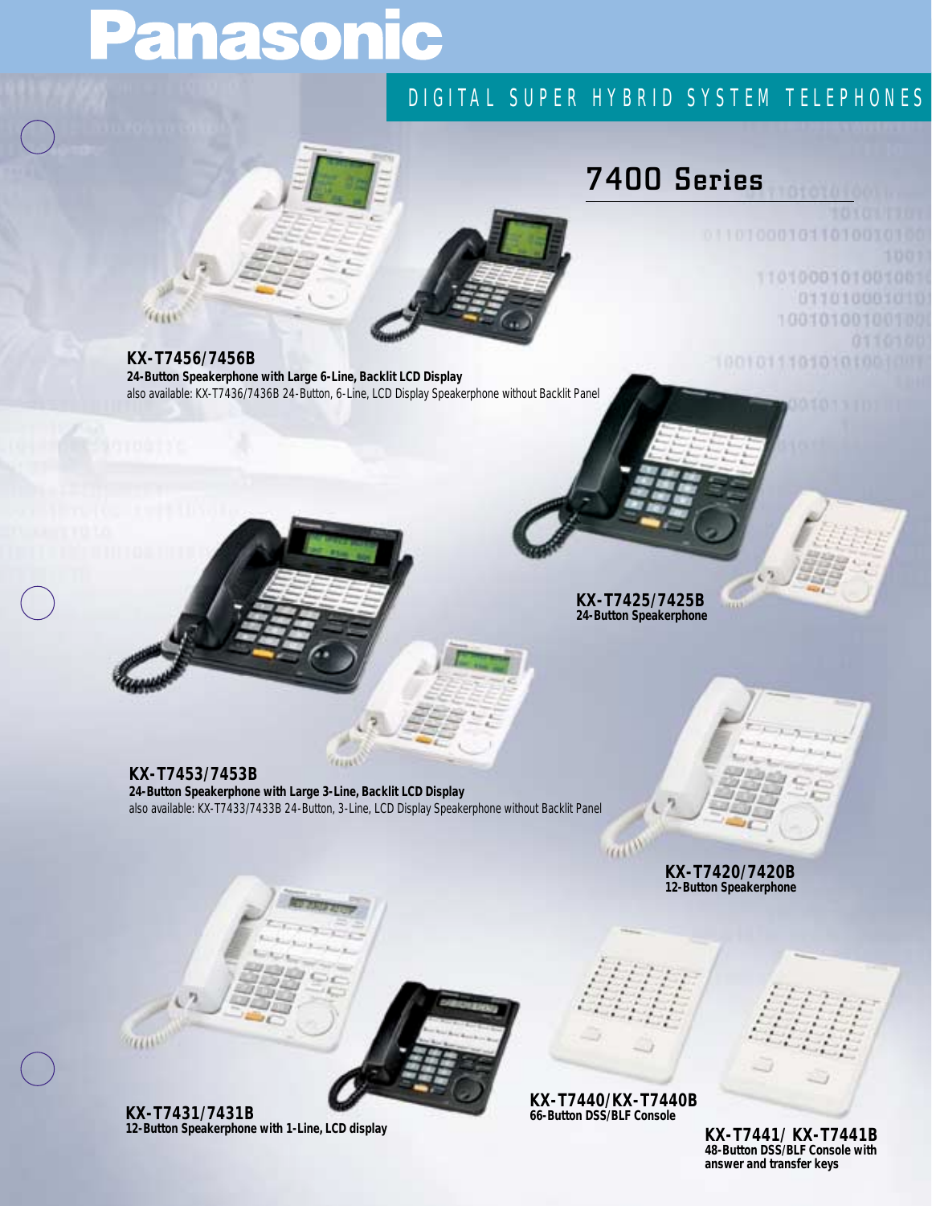# Panasonic

## DIGITAL SUPER HYBRID SYSTEM TELEPHONES

## 7400 Series

**KX-T7456/7456B**
**24-Button Speakerphone with Large 6-Line, Backlit LCD Display**
also available: KX-T7436/7436B 24-Button, 6-Line, LCD Display Speakerphone without Backlit Panel

**KX-T7425/7425B**
**24-Button Speakerphone**

**KX-T7453/7453B**
**24-Button Speakerphone with Large 3-Line, Backlit LCD Display**
also available: KX-T7433/7433B 24-Button, 3-Line, LCD Display Speakerphone without Backlit Panel

**KX-T7420/7420B**
**12-Button Speakerphone**

**KX-T7431/7431B**
**12-Button Speakerphone with 1-Line, LCD display**

**KX-T7440/KX-T7440B**
**66-Button DSS/BLF Console**

**KX-T7441/ KX-T7441B**
**48-Button DSS/BLF Console with answer and transfer keys**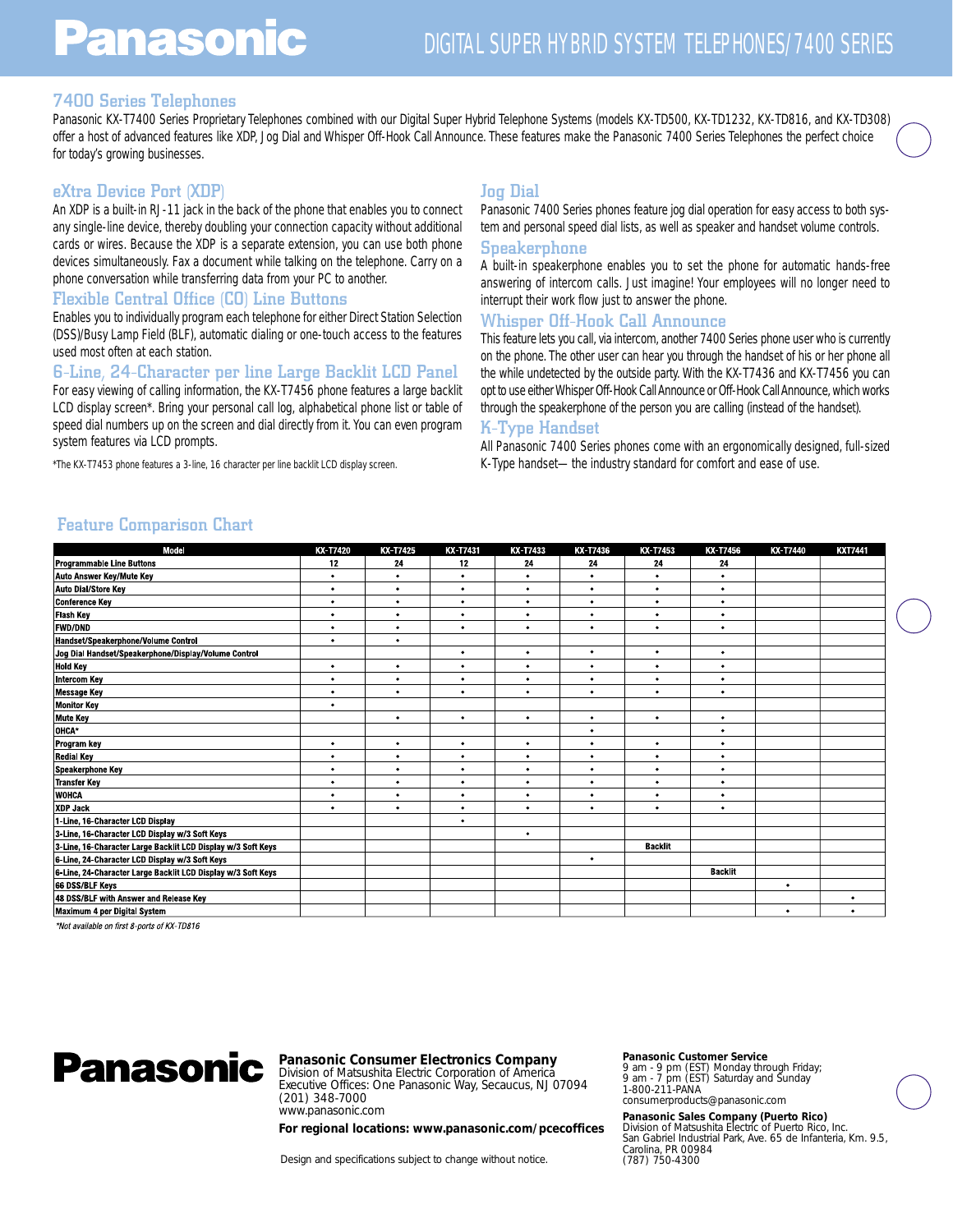# Panasonic

## DIGITAL SUPER HYBRID SYSTEM TELEPHONES/7400 SERIES

## 7400 Series Telephones

Panasonic KX-T7400 Series Proprietary Telephones combined with our Digital Super Hybrid Telephone Systems (models KX-TD500, KX-TD1232, KX-TD816, and KX-TD308) offer a host of advanced features like XDP, Jog Dial and Whisper Off-Hook Call Announce. These features make the Panasonic 7400 Series Telephones the perfect choice for today's growing businesses.

### eXtra Device Port (XDP)

An XDP is a built-in RJ-11 jack in the back of the phone that enables you to connect any single-line device, thereby doubling your connection capacity without additional cards or wires. Because the XDP is a separate extension, you can use both phone devices simultaneously. Fax a document while talking on the telephone. Carry on a phone conversation while transferring data from your PC to another.

### Flexible Central Office (CO) Line Buttons

Enables you to individually program each telephone for either Direct Station Selection (DSS)/Busy Lamp Field (BLF), automatic dialing or one-touch access to the features used most often at each station.

### 6-Line, 24-Character per line Large Backlit LCD Panel

For easy viewing of calling information, the KX-T7456 phone features a large backlit LCD display screen*. Bring your personal call log, alphabetical phone list or table of speed dial numbers up on the screen and dial directly from it. You can even program system features via LCD prompts.

*The KX-T7453 phone features a 3-line, 16 character per line backlit LCD display screen.

### Jog Dial

Panasonic 7400 Series phones feature jog dial operation for easy access to both system and personal speed dial lists, as well as speaker and handset volume controls.

### Speakerphone

A built-in speakerphone enables you to set the phone for automatic hands-free answering of intercom calls. Just imagine! Your employees will no longer need to interrupt their work flow just to answer the phone.

### Whisper Off-Hook Call Announce

This feature lets you call, via intercom, another 7400 Series phone user who is currently on the phone. The other user can hear you through the handset of his or her phone all the while undetected by the outside party. With the KX-T7436 and KX-T7456 you can opt to use either Whisper Off-Hook Call Announce or Off-Hook Call Announce, which works through the speakerphone of the person you are calling (instead of the handset).

### K-Type Handset

All Panasonic 7400 Series phones come with an ergonomically designed, full-sized K-Type handset— the industry standard for comfort and ease of use.

## Feature Comparison Chart

| Model | KX-T7420 | KX-T7425 | KX-T7431 | KX-T7433 | KX-T7436 | KX-T7453 | KX-T7456 | KX-T7440 | KXT7441 |
|---|---|---|---|---|---|---|---|---|---|
| Programmable Line Buttons | 12 | 24 | 12 | 24 | 24 | 24 | 24 | | |
| Auto Answer Key/Mute Key | • | • | • | • | • | • | • | | |
| Auto Dial/Store Key | • | • | • | • | • | • | • | | |
| Conference Key | • | • | • | • | • | • | • | | |
| Flash Key | • | • | • | • | • | • | • | | |
| FWD/DND | • | • | • | • | • | • | • | | |
| Handset/Speakerphone/Volume Control | • | • | | | | | | | |
| Jog Dial Handset/Speakerphone/Display/Volume Control | | | • | • | • | • | • | | |
| Hold Key | • | • | • | • | • | • | • | | |
| Intercom Key | • | • | • | • | • | • | • | | |
| Message Key | • | • | • | • | • | • | • | | |
| Monitor Key | • | | | | | | | | |
| Mute Key | | • | • | • | • | • | • | | |
| OHCA* | | | | | • | | • | | |
| Program key | • | • | • | • | • | • | • | | |
| Redial Key | • | • | • | • | • | • | • | | |
| Speakerphone Key | • | • | • | • | • | • | • | | |
| Transfer Key | • | • | • | • | • | • | • | | |
| WOHCA | • | • | • | • | • | • | • | | |
| XDP Jack | • | • | • | • | • | • | • | | |
| 1-Line, 16-Character LCD Display | | | • | | | | | | |
| 3-Line, 16-Character LCD Display w/3 Soft Keys | | | | • | | | | | |
| 3-Line, 16-Character Large Backlit LCD Display w/3 Soft Keys | | | | | | Backlit | | | |
| 6-Line, 24-Character LCD Display w/3 Soft Keys | | | | | • | | | | |
| 6-Line, 24-Character Large Backlit LCD Display w/3 Soft Keys | | | | | | | Backlit | | |
| 66 DSS/BLF Keys | | | | | | | | • | |
| 48 DSS/BLF with Answer and Release Key | | | | | | | | | • |
| Maximum 4 per Digital System | | | | | | | | • | • |

*Not available on first 8-ports of KX-TD816

**Panasonic Consumer Electronics Company**
Division of Matsushita Electric Corporation of America
Executive Offices: One Panasonic Way, Secaucus, NJ 07094
(201) 348-7000
www.panasonic.com

**For regional locations: www.panasonic.com/pcecoffices**

Design and specifications subject to change without notice.

**Panasonic Customer Service**
9 am - 9 pm (EST) Monday through Friday;
9 am - 7 pm (EST) Saturday and Sunday
1-800-211-PANA
consumerproducts@panasonic.com

**Panasonic Sales Company (Puerto Rico)**
Division of Matsushita Electric of Puerto Rico, Inc.
San Gabriel Industrial Park, Ave. 65 de Infantería, Km. 9.5,
Carolina, PR 00984
(787) 750-4300